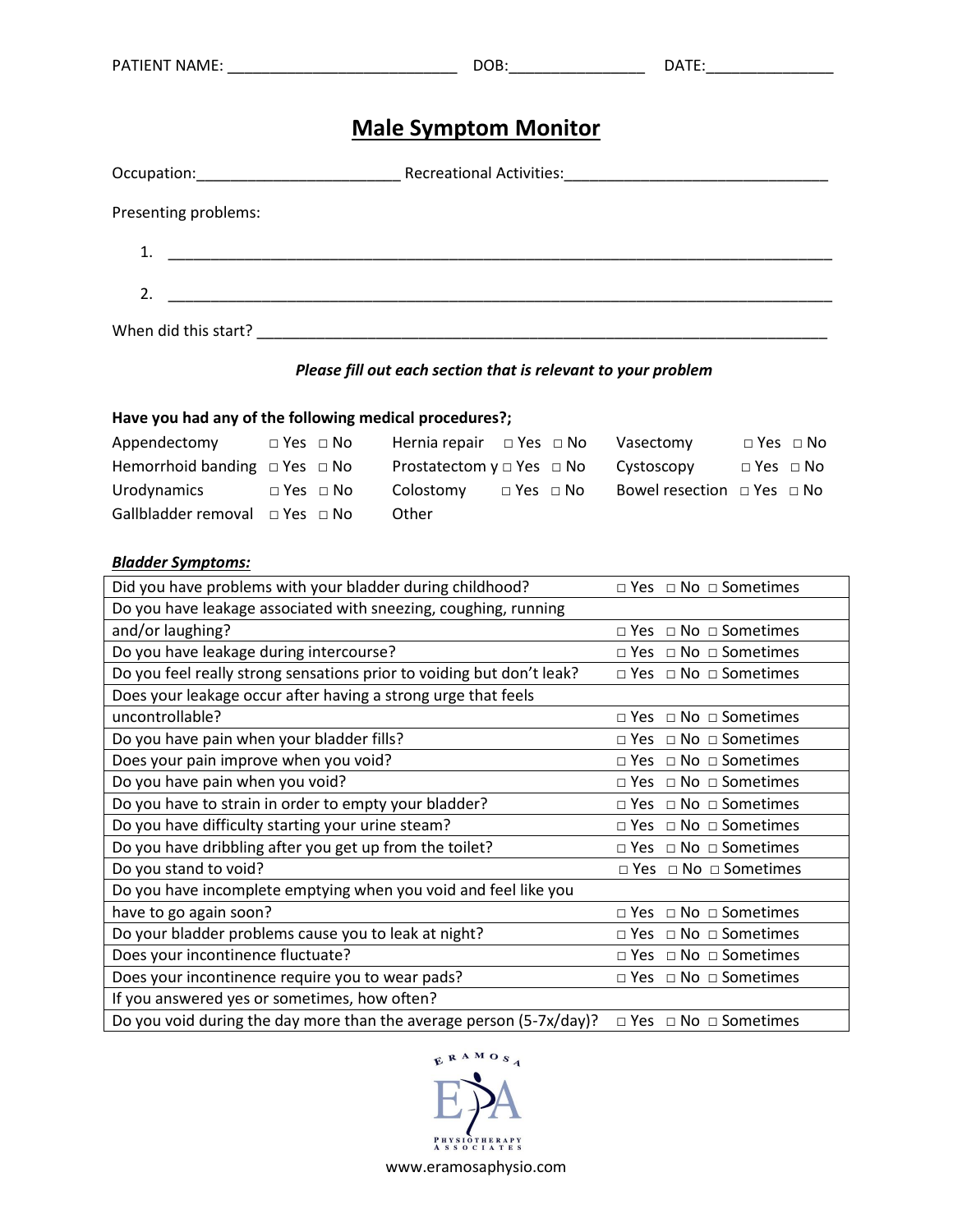PATIENT NAME: ___________________________ DOB:________________ DATE:_______________

# Male Symptom Monitor

Occupation:________________________ Recreational Activities:_______________________________

Presenting problems:

1. ______________________________________________________________________________

2. ______________________________________________________________________________

When did this start? _____________________________________________________________________

***Please fill out each section that is relevant to your problem***

**Have you had any of the following medical procedures?;**

| | | | | | |
|---|---|---|---|---|---|
| Appendectomy | □ Yes □ No | Hernia repair | □ Yes □ No | Vasectomy | □ Yes □ No |
| Hemorrhoid banding | □ Yes □ No | Prostatectom y | □ Yes □ No | Cystoscopy | □ Yes □ No |
| Urodynamics | □ Yes □ No | Colostomy | □ Yes □ No | Bowel resection | □ Yes □ No |
| Gallbladder removal | □ Yes □ No | Other | | | |

***Bladder Symptoms:***

| | |
|---|---|
| Did you have problems with your bladder during childhood? | □ Yes □ No □ Sometimes |
| Do you have leakage associated with sneezing, coughing, running and/or laughing? | □ Yes □ No □ Sometimes |
| Do you have leakage during intercourse? | □ Yes □ No □ Sometimes |
| Do you feel really strong sensations prior to voiding but don't leak? | □ Yes □ No □ Sometimes |
| Does your leakage occur after having a strong urge that feels uncontrollable? | □ Yes □ No □ Sometimes |
| Do you have pain when your bladder fills? | □ Yes □ No □ Sometimes |
| Does your pain improve when you void? | □ Yes □ No □ Sometimes |
| Do you have pain when you void? | □ Yes □ No □ Sometimes |
| Do you have to strain in order to empty your bladder? | □ Yes □ No □ Sometimes |
| Do you have difficulty starting your urine steam? | □ Yes □ No □ Sometimes |
| Do you have dribbling after you get up from the toilet? | □ Yes □ No □ Sometimes |
| Do you stand to void? | □ Yes □ No □ Sometimes |
| Do you have incomplete emptying when you void and feel like you have to go again soon? | □ Yes □ No □ Sometimes |
| Do your bladder problems cause you to leak at night? | □ Yes □ No □ Sometimes |
| Does your incontinence fluctuate? | □ Yes □ No □ Sometimes |
| Does your incontinence require you to wear pads? | □ Yes □ No □ Sometimes |
| If you answered yes or sometimes, how often? | |
| Do you void during the day more than the average person (5-7x/day)? | □ Yes □ No □ Sometimes |

ERAMOSA PHYSIOTHERAPY ASSOCIATES

www.eramosaphysio.com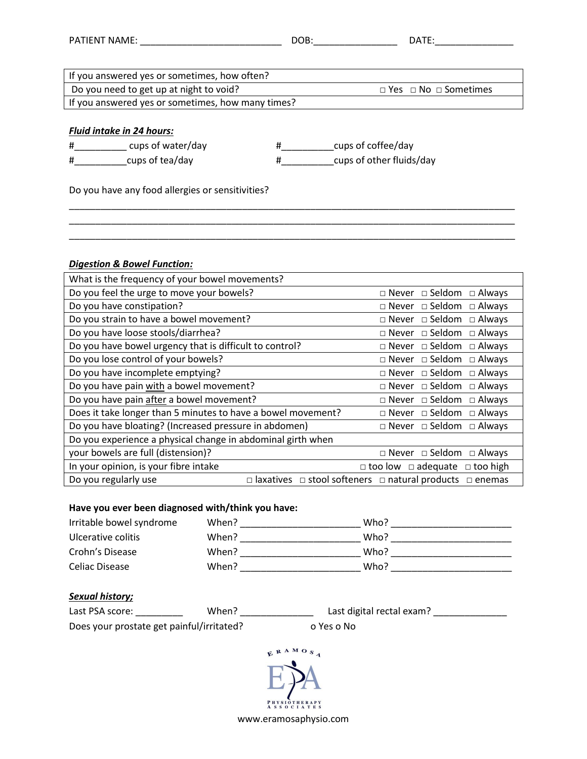PATIENT NAME: ___________________________ DOB:________________ DATE:_______________

| | |
|---|---|
| If you answered yes or sometimes, how often? | |
| Do you need to get up at night to void? | □ Yes □ No □ Sometimes |
| If you answered yes or sometimes, how many times? | |

***Fluid intake in 24 hours:***

#__________ cups of water/day

#__________cups of coffee/day

#__________cups of tea/day

#__________cups of other fluids/day

Do you have any food allergies or sensitivities?

_____________________________________________________________________________________

_____________________________________________________________________________________

_____________________________________________________________________________________

***Digestion & Bowel Function:***

| | |
|---|---|
| What is the frequency of your bowel movements? | |
| Do you feel the urge to move your bowels? | □ Never □ Seldom □ Always |
| Do you have constipation? | □ Never □ Seldom □ Always |
| Do you strain to have a bowel movement? | □ Never □ Seldom □ Always |
| Do you have loose stools/diarrhea? | □ Never □ Seldom □ Always |
| Do you have bowel urgency that is difficult to control? | □ Never □ Seldom □ Always |
| Do you lose control of your bowels? | □ Never □ Seldom □ Always |
| Do you have incomplete emptying? | □ Never □ Seldom □ Always |
| Do you have pain with a bowel movement? | □ Never □ Seldom □ Always |
| Do you have pain after a bowel movement? | □ Never □ Seldom □ Always |
| Does it take longer than 5 minutes to have a bowel movement? | □ Never □ Seldom □ Always |
| Do you have bloating? (Increased pressure in abdomen) | □ Never □ Seldom □ Always |
| Do you experience a physical change in abdominal girth when your bowels are full (distension)? | □ Never □ Seldom □ Always |
| In your opinion, is your fibre intake | □ too low □ adequate □ too high |
| Do you regularly use | □ laxatives □ stool softeners □ natural products □ enemas |

**Have you ever been diagnosed with/think you have:**

Irritable bowel syndrome When? ______________________ Who? ______________________

Ulcerative colitis When? ______________________ Who? ______________________

Crohn's Disease When? ______________________ Who? ______________________

Celiac Disease When? ______________________ Who? ______________________

***Sexual history;***

Last PSA score: _________ When? _____________ Last digital rectal exam? ______________

Does your prostate get painful/irritated? o Yes o No

ERAMOSA PHYSIOTHERAPY ASSOCIATES

www.eramosaphysio.com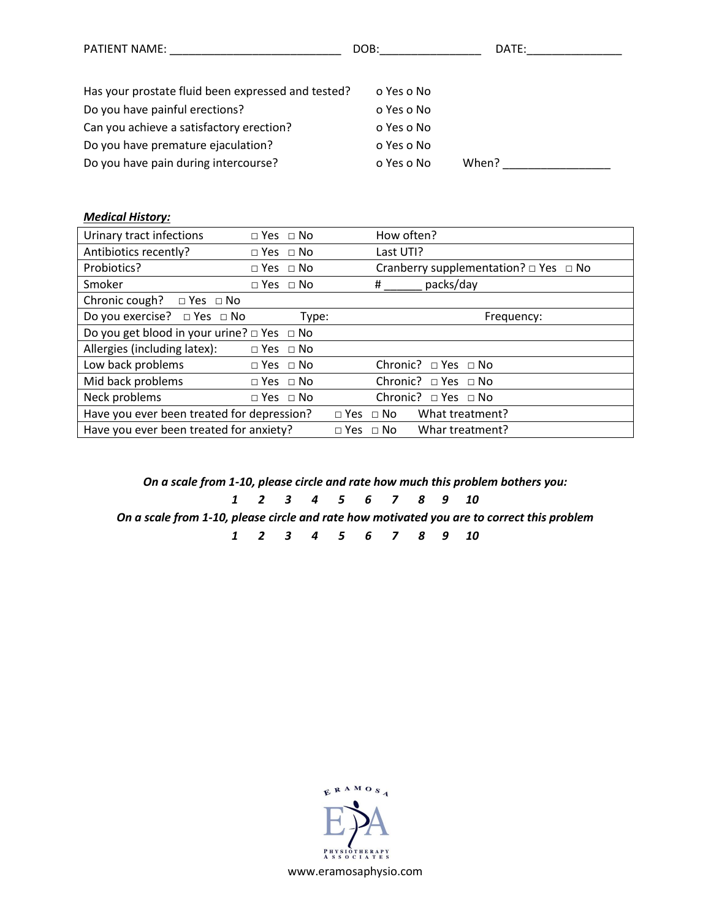PATIENT NAME: ___________________________ DOB:________________ DATE:_______________

Has your prostate fluid been expressed and tested? o Yes o No

Do you have painful erections? o Yes o No

Can you achieve a satisfactory erection? o Yes o No

Do you have premature ejaculation? o Yes o No

Do you have pain during intercourse? o Yes o No When? _________________

***Medical History:***

| | | |
|---|---|---|
| Urinary tract infections | □ Yes □ No | How often? |
| Antibiotics recently? | □ Yes □ No | Last UTI? |
| Probiotics? | □ Yes □ No | Cranberry supplementation? □ Yes □ No |
| Smoker | □ Yes □ No | # ______ packs/day |
| Chronic cough? □ Yes □ No | | |
| Do you exercise? □ Yes □ No | Type: | Frequency: |
| Do you get blood in your urine? □ Yes □ No | | |
| Allergies (including latex): | □ Yes □ No | |
| Low back problems | □ Yes □ No | Chronic? □ Yes □ No |
| Mid back problems | □ Yes □ No | Chronic? □ Yes □ No |
| Neck problems | □ Yes □ No | Chronic? □ Yes □ No |
| Have you ever been treated for depression? | □ Yes □ No | What treatment? |
| Have you ever been treated for anxiety? | □ Yes □ No | Whar treatment? |

***On a scale from 1-10, please circle and rate how much this problem bothers you:***

*1 2 3 4 5 6 7 8 9 10*

***On a scale from 1-10, please circle and rate how motivated you are to correct this problem***

*1 2 3 4 5 6 7 8 9 10*

ERAMOSA PHYSIOTHERAPY ASSOCIATES

www.eramosaphysio.com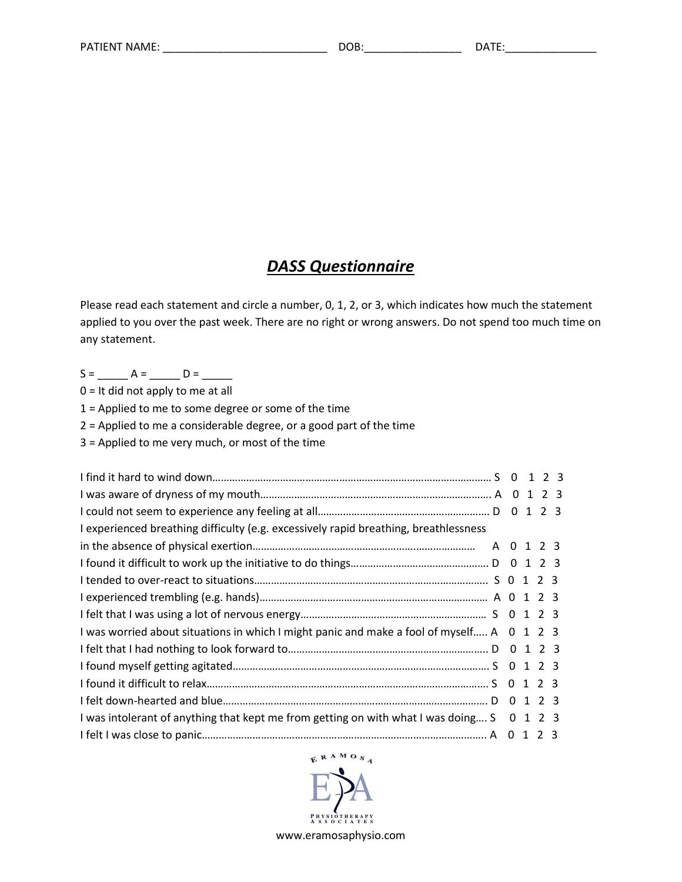PATIENT NAME: ___________________________ DOB:________________ DATE:_______________

## *DASS Questionnaire*

Please read each statement and circle a number, 0, 1, 2, or 3, which indicates how much the statement applied to you over the past week. There are no right or wrong answers. Do not spend too much time on any statement.

S = _____ A = _____ D = _____

0 = It did not apply to me at all

1 = Applied to me to some degree or some of the time

2 = Applied to me a considerable degree, or a good part of the time

3 = Applied to me very much, or most of the time

| Statement | Scale | | | | |
|---|---|---|---|---|---|
| I find it hard to wind down | S | 0 | 1 | 2 | 3 |
| I was aware of dryness of my mouth | A | 0 | 1 | 2 | 3 |
| I could not seem to experience any feeling at all | D | 0 | 1 | 2 | 3 |
| I experienced breathing difficulty (e.g. excessively rapid breathing, breathlessness in the absence of physical exertion | A | 0 | 1 | 2 | 3 |
| I found it difficult to work up the initiative to do things | D | 0 | 1 | 2 | 3 |
| I tended to over-react to situations | S | 0 | 1 | 2 | 3 |
| I experienced trembling (e.g. hands) | A | 0 | 1 | 2 | 3 |
| I felt that I was using a lot of nervous energy | S | 0 | 1 | 2 | 3 |
| I was worried about situations in which I might panic and make a fool of myself | A | 0 | 1 | 2 | 3 |
| I felt that I had nothing to look forward to | D | 0 | 1 | 2 | 3 |
| I found myself getting agitated | S | 0 | 1 | 2 | 3 |
| I found it difficult to relax | S | 0 | 1 | 2 | 3 |
| I felt down-hearted and blue | D | 0 | 1 | 2 | 3 |
| I was intolerant of anything that kept me from getting on with what I was doing | S | 0 | 1 | 2 | 3 |
| I felt I was close to panic | A | 0 | 1 | 2 | 3 |

ERAMOSA PHYSIOTHERAPY ASSOCIATES

www.eramosaphysio.com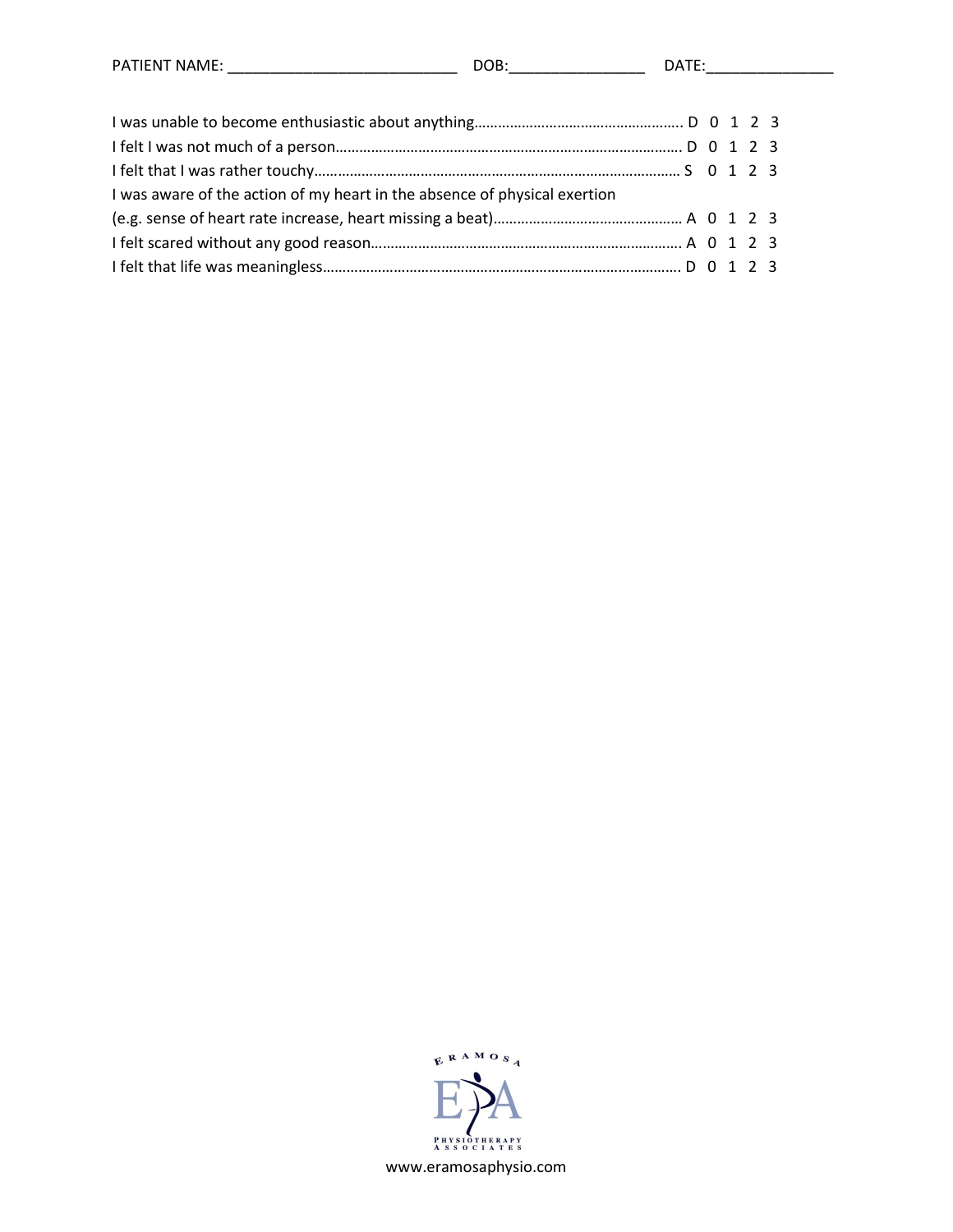PATIENT NAME: ___________________________ DOB:________________ DATE:_______________

I was unable to become enthusiastic about anything………………………………………………. D 0 1 2 3

I felt I was not much of a person…………………………………………………………………………. D 0 1 2 3

I felt that I was rather touchy………………………………………………………………………………. S 0 1 2 3

I was aware of the action of my heart in the absence of physical exertion
(e.g. sense of heart rate increase, heart missing a beat)…………………………………………. A 0 1 2 3

I felt scared without any good reason……………………………………………………………………. A 0 1 2 3

I felt that life was meaningless………………………………………………………………………………. D 0 1 2 3

ERAMOSA PHYSIOTHERAPY ASSOCIATES

www.eramosaphysio.com